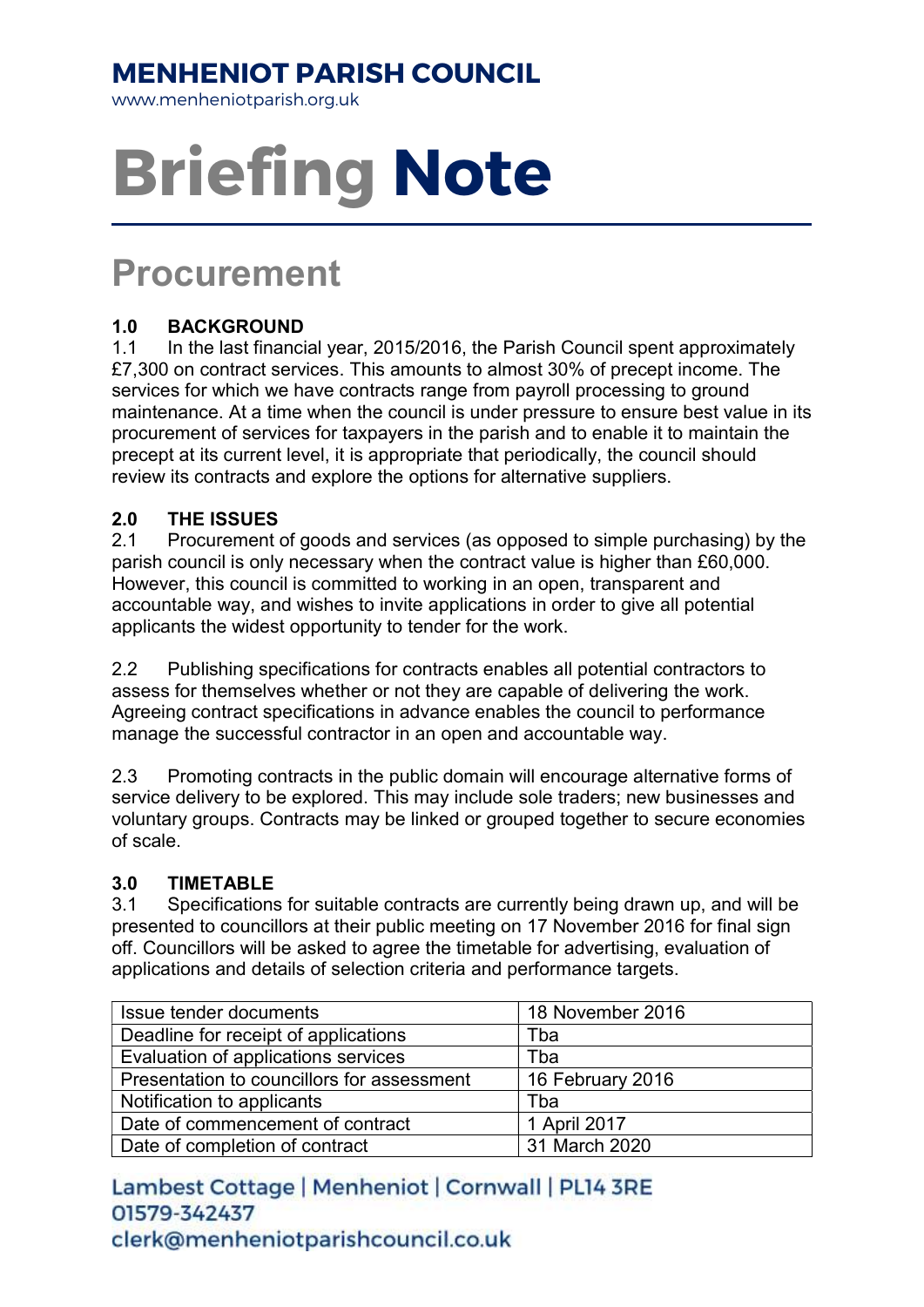# MENHENIOT PARISH COUNCIL

www.menheniotparish.org.uk

# Briefing Note

## Procurement

### 1.0 BACKGROUND

1.1 In the last financial year, 2015/2016, the Parish Council spent approximately £7,300 on contract services. This amounts to almost 30% of precept income. The services for which we have contracts range from payroll processing to ground maintenance. At a time when the council is under pressure to ensure best value in its procurement of services for taxpayers in the parish and to enable it to maintain the precept at its current level, it is appropriate that periodically, the council should review its contracts and explore the options for alternative suppliers.

### 2.0 THE ISSUES

2.1 Procurement of goods and services (as opposed to simple purchasing) by the parish council is only necessary when the contract value is higher than £60,000. However, this council is committed to working in an open, transparent and accountable way, and wishes to invite applications in order to give all potential applicants the widest opportunity to tender for the work.

2.2 Publishing specifications for contracts enables all potential contractors to assess for themselves whether or not they are capable of delivering the work. Agreeing contract specifications in advance enables the council to performance manage the successful contractor in an open and accountable way.

2.3 Promoting contracts in the public domain will encourage alternative forms of service delivery to be explored. This may include sole traders; new businesses and voluntary groups. Contracts may be linked or grouped together to secure economies of scale.

### 3.0 TIMETABLE

3.1 Specifications for suitable contracts are currently being drawn up, and will be presented to councillors at their public meeting on 17 November 2016 for final sign off. Councillors will be asked to agree the timetable for advertising, evaluation of applications and details of selection criteria and performance targets.

| Issue tender documents | 18 November 2016 |
|---|---|
| Deadline for receipt of applications | Tba |
| Evaluation of applications services | Tba |
| Presentation to councillors for assessment | 16 February 2016 |
| Notification to applicants | Tba |
| Date of commencement of contract | 1 April 2017 |
| Date of completion of contract | 31 March 2020 |

Lambest Cottage | Menheniot | Cornwall | PL14 3RE
01579-342437
clerk@menheniotparishcouncil.co.uk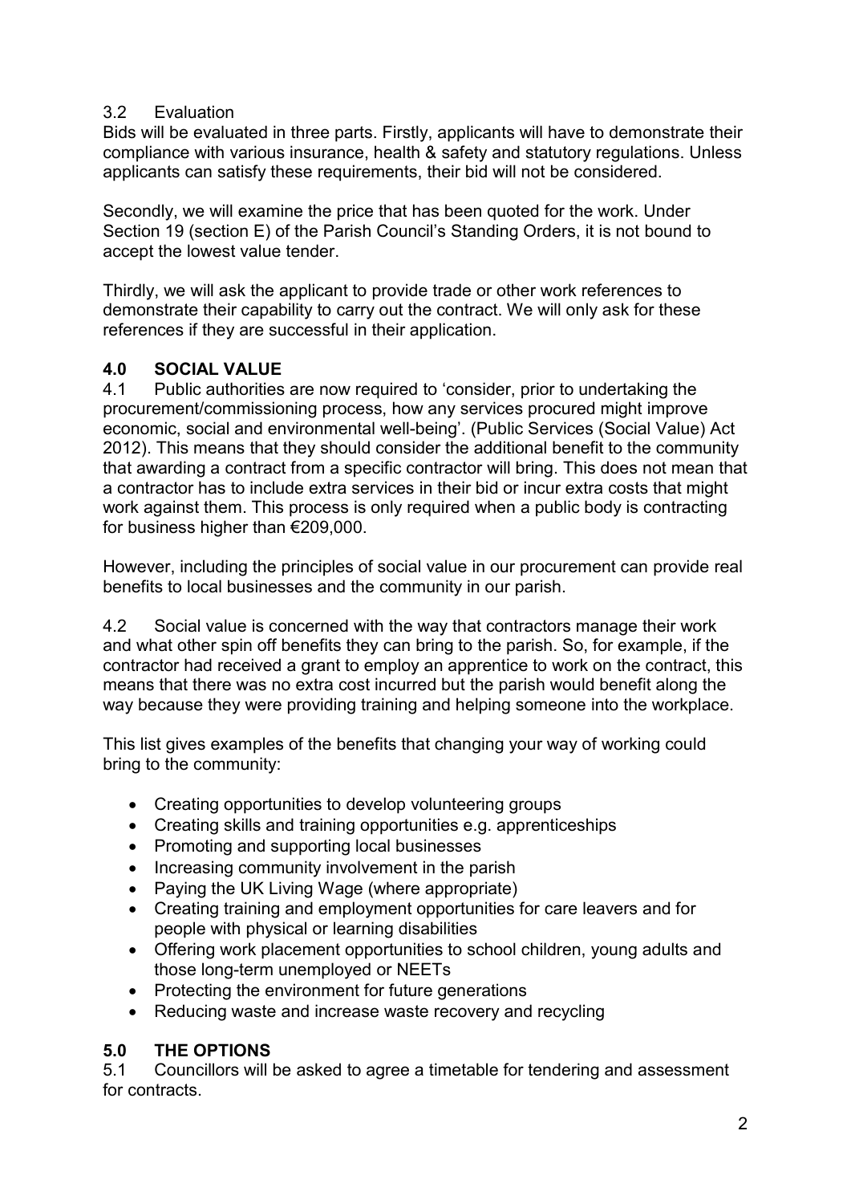### 3.2 Evaluation

Bids will be evaluated in three parts. Firstly, applicants will have to demonstrate their compliance with various insurance, health & safety and statutory regulations. Unless applicants can satisfy these requirements, their bid will not be considered.

Secondly, we will examine the price that has been quoted for the work. Under Section 19 (section E) of the Parish Council's Standing Orders, it is not bound to accept the lowest value tender.

Thirdly, we will ask the applicant to provide trade or other work references to demonstrate their capability to carry out the contract. We will only ask for these references if they are successful in their application.

## 4.0 SOCIAL VALUE

4.1 Public authorities are now required to 'consider, prior to undertaking the procurement/commissioning process, how any services procured might improve economic, social and environmental well-being'. (Public Services (Social Value) Act 2012). This means that they should consider the additional benefit to the community that awarding a contract from a specific contractor will bring. This does not mean that a contractor has to include extra services in their bid or incur extra costs that might work against them. This process is only required when a public body is contracting for business higher than €209,000.

However, including the principles of social value in our procurement can provide real benefits to local businesses and the community in our parish.

4.2 Social value is concerned with the way that contractors manage their work and what other spin off benefits they can bring to the parish. So, for example, if the contractor had received a grant to employ an apprentice to work on the contract, this means that there was no extra cost incurred but the parish would benefit along the way because they were providing training and helping someone into the workplace.

This list gives examples of the benefits that changing your way of working could bring to the community:

- Creating opportunities to develop volunteering groups
- Creating skills and training opportunities e.g. apprenticeships
- Promoting and supporting local businesses
- Increasing community involvement in the parish
- Paying the UK Living Wage (where appropriate)
- Creating training and employment opportunities for care leavers and for people with physical or learning disabilities
- Offering work placement opportunities to school children, young adults and those long-term unemployed or NEETs
- Protecting the environment for future generations
- Reducing waste and increase waste recovery and recycling

## 5.0 THE OPTIONS

5.1 Councillors will be asked to agree a timetable for tendering and assessment for contracts.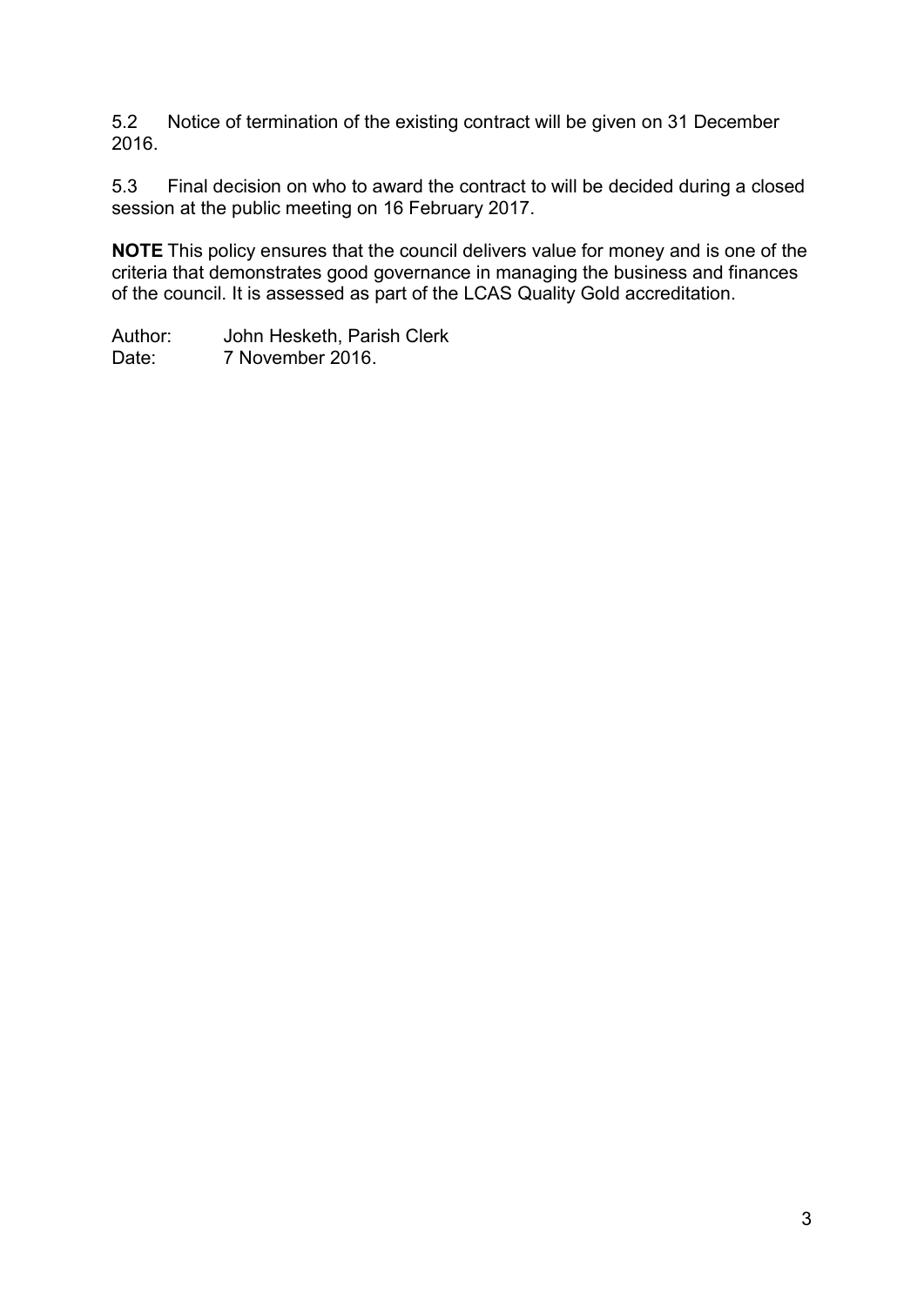5.2 Notice of termination of the existing contract will be given on 31 December 2016.

5.3 Final decision on who to award the contract to will be decided during a closed session at the public meeting on 16 February 2017.

**NOTE** This policy ensures that the council delivers value for money and is one of the criteria that demonstrates good governance in managing the business and finances of the council. It is assessed as part of the LCAS Quality Gold accreditation.

Author: John Hesketh, Parish Clerk
Date: 7 November 2016.